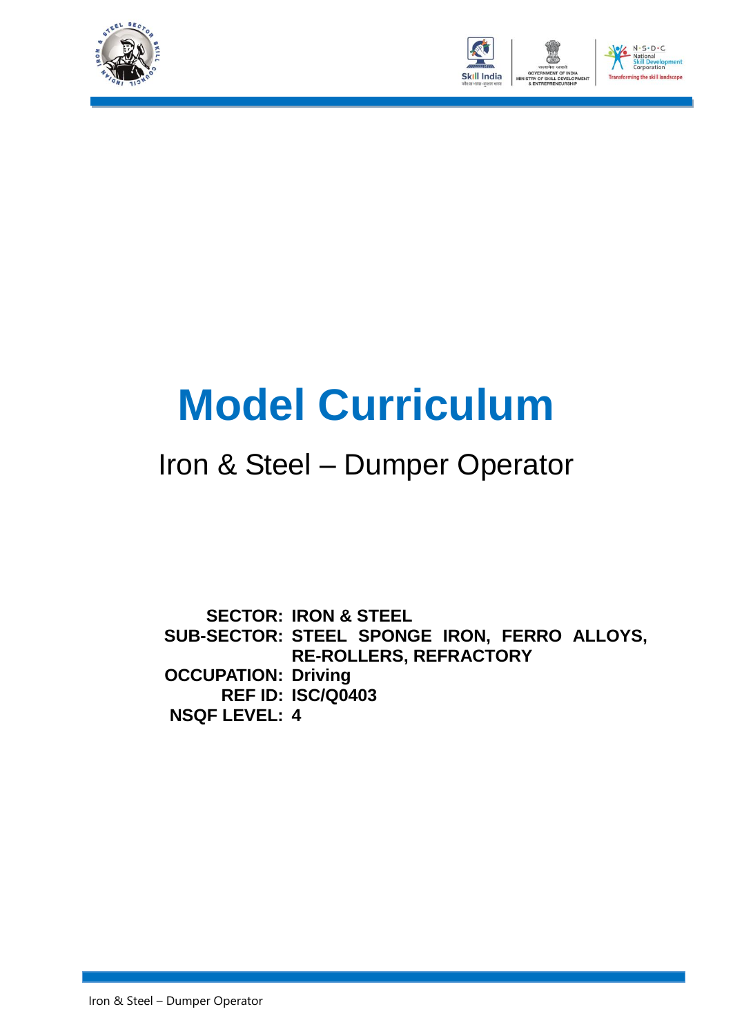# Model Curriculum

## Iron & Steel – Dumper Operator

**SECTOR:** IRON & STEEL
**SUB-SECTOR:** STEEL SPONGE IRON, FERRO ALLOYS, RE-ROLLERS, REFRACTORY
**OCCUPATION:** Driving
**REF ID:** ISC/Q0403
**NSQF LEVEL:** 4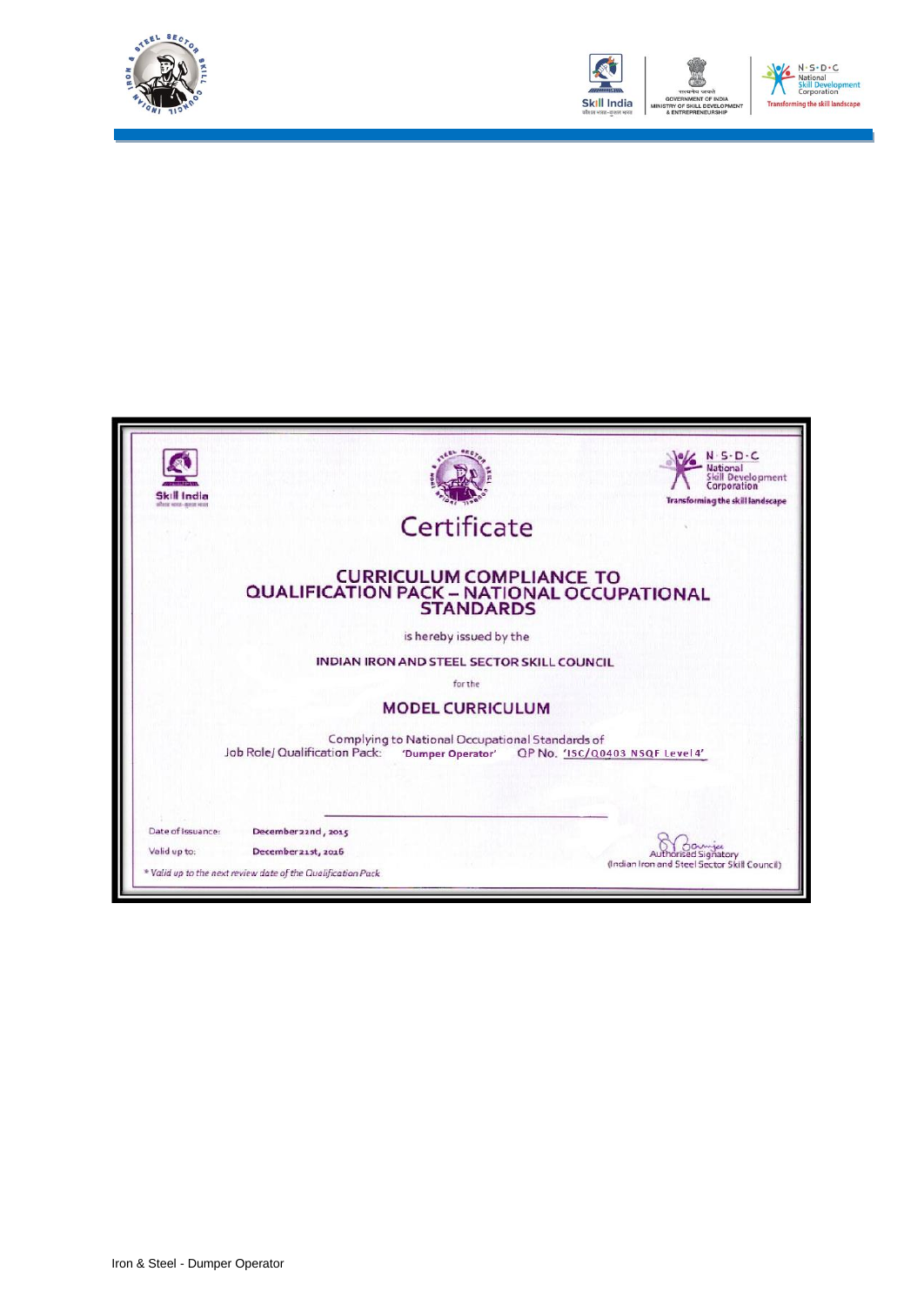# Certificate

## CURRICULUM COMPLIANCE TO QUALIFICATION PACK – NATIONAL OCCUPATIONAL STANDARDS

is hereby issued by the

**INDIAN IRON AND STEEL SECTOR SKILL COUNCIL**

for the

## MODEL CURRICULUM

Complying to National Occupational Standards of
Job Role/ Qualification Pack: **'Dumper Operator'** QP No. 'ISC/Q0403 NSQF Level 4'

Date of Issuance: **December 22nd, 2015**

Valid up to: **December 21st, 2016**

*\* Valid up to the next review date of the Qualification Pack*

Authorised Signatory
(Indian Iron and Steel Sector Skill Council)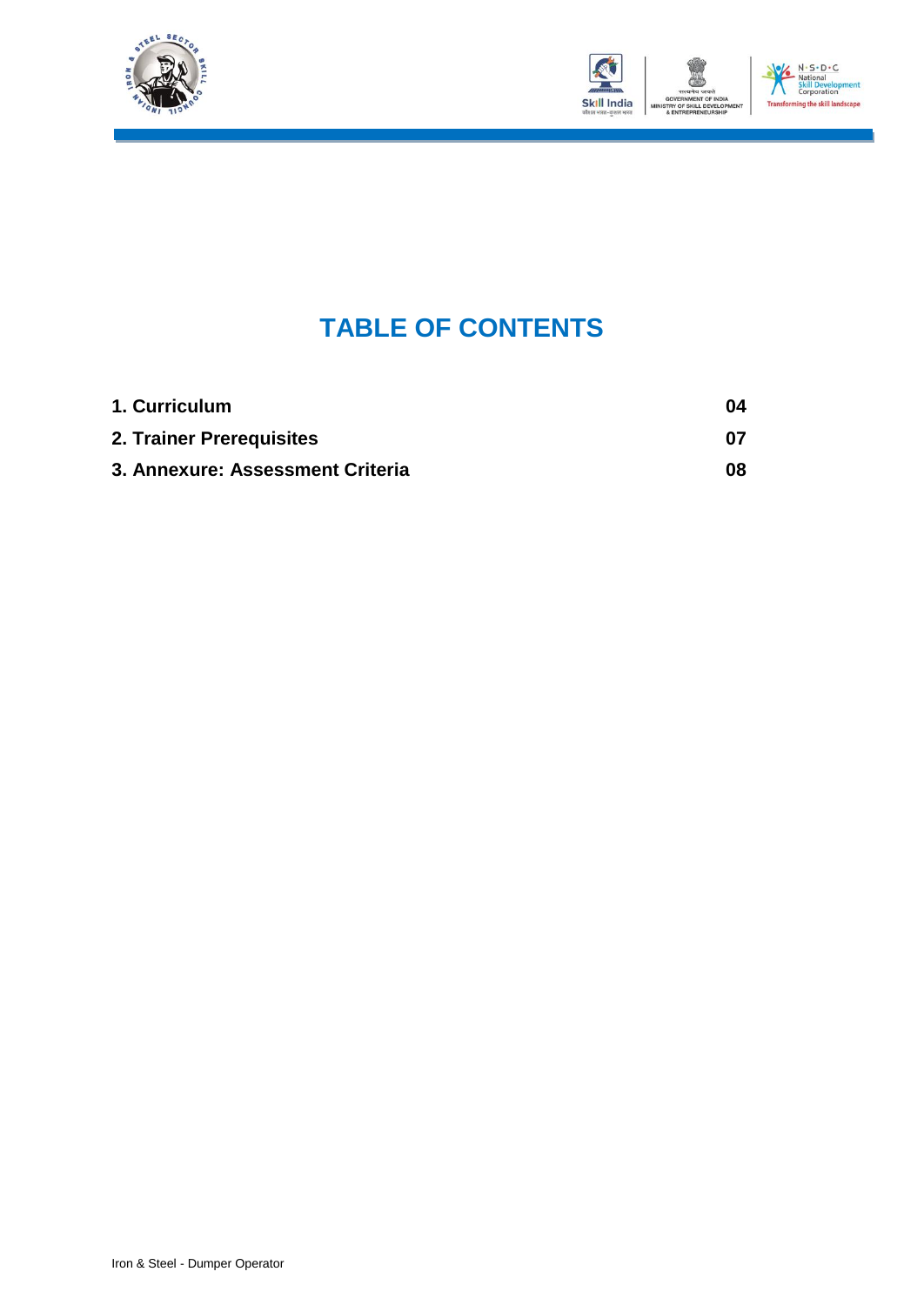# TABLE OF CONTENTS

| | |
|---|---|
| **1. Curriculum** | **04** |
| **2. Trainer Prerequisites** | **07** |
| **3. Annexure: Assessment Criteria** | **08** |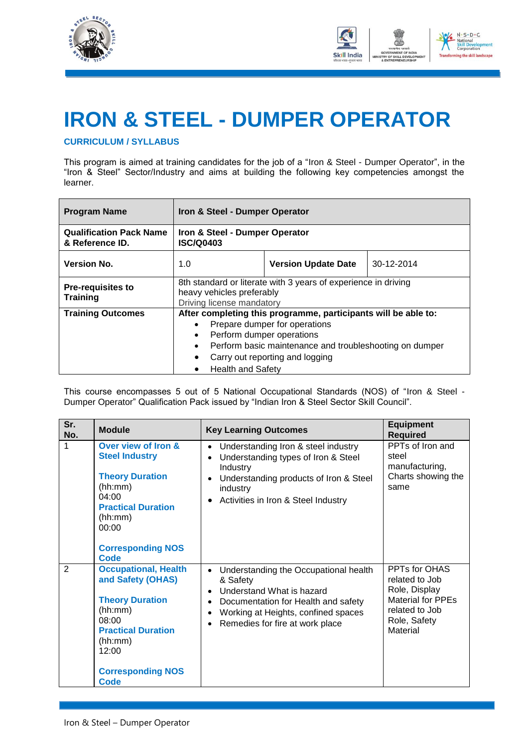# IRON & STEEL - DUMPER OPERATOR

**CURRICULUM / SYLLABUS**

This program is aimed at training candidates for the job of a "Iron & Steel - Dumper Operator", in the "Iron & Steel" Sector/Industry and aims at building the following key competencies amongst the learner.

| **Program Name** | **Iron & Steel - Dumper Operator** | | |
|---|---|---|---|
| **Qualification Pack Name & Reference ID.** | **Iron & Steel - Dumper Operator ISC/Q0403** | | |
| **Version No.** | 1.0 | **Version Update Date** | 30-12-2014 |
| **Pre-requisites to Training** | 8th standard or literate with 3 years of experience in driving heavy vehicles preferably<br>Driving license mandatory | | |
| **Training Outcomes** | **After completing this programme, participants will be able to:**<br>• Prepare dumper for operations<br>• Perform dumper operations<br>• Perform basic maintenance and troubleshooting on dumper<br>• Carry out reporting and logging<br>• Health and Safety | | |

This course encompasses 5 out of 5 National Occupational Standards (NOS) of "Iron & Steel - Dumper Operator" Qualification Pack issued by "Indian Iron & Steel Sector Skill Council".

| Sr. No. | Module | Key Learning Outcomes | Equipment Required |
|---|---|---|---|
| 1 | **Over view of Iron & Steel Industry**<br><br>**Theory Duration** (hh:mm)<br>04:00<br>**Practical Duration** (hh:mm)<br>00:00<br><br>**Corresponding NOS Code** | • Understanding Iron & steel industry<br>• Understanding types of Iron & Steel Industry<br>• Understanding products of Iron & Steel industry<br>• Activities in Iron & Steel Industry | PPTs of Iron and steel manufacturing, Charts showing the same |
| 2 | **Occupational, Health and Safety (OHAS)**<br><br>**Theory Duration** (hh:mm)<br>08:00<br>**Practical Duration** (hh:mm)<br>12:00<br><br>**Corresponding NOS Code** | • Understanding the Occupational health & Safety<br>• Understand What is hazard<br>• Documentation for Health and safety<br>• Working at Heights, confined spaces<br>• Remedies for fire at work place | PPTs for OHAS related to Job Role, Display Material for PPEs related to Job Role, Safety Material |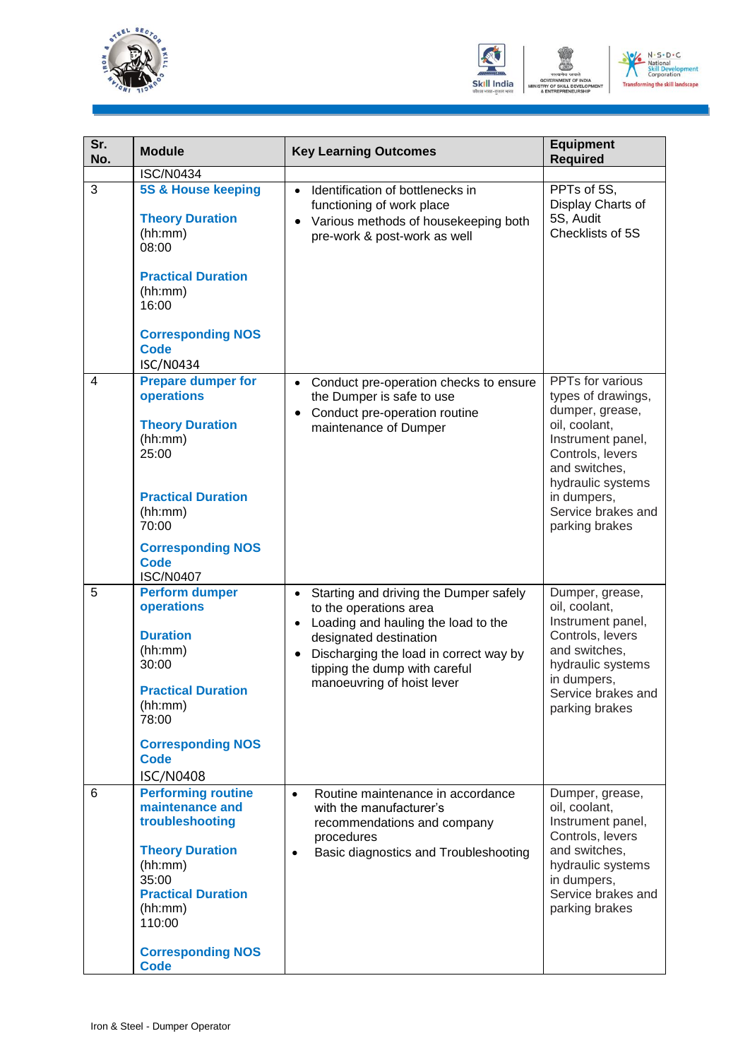| Sr. No. | Module | Key Learning Outcomes | Equipment Required |
|---|---|---|---|
| | ISC/N0434 | | |
| 3 | **5S & House keeping**<br><br>**Theory Duration** (hh:mm)<br>08:00<br><br>**Practical Duration** (hh:mm)<br>16:00<br><br>**Corresponding NOS Code**<br>ISC/N0434 | • Identification of bottlenecks in functioning of work place<br>• Various methods of housekeeping both pre-work & post-work as well | PPTs of 5S, Display Charts of 5S, Audit Checklists of 5S |
| 4 | **Prepare dumper for operations**<br><br>**Theory Duration** (hh:mm)<br>25:00<br><br>**Practical Duration** (hh:mm)<br>70:00<br><br>**Corresponding NOS Code**<br>ISC/N0407 | • Conduct pre-operation checks to ensure the Dumper is safe to use<br>• Conduct pre-operation routine maintenance of Dumper | PPTs for various types of drawings, dumper, grease, oil, coolant, Instrument panel, Controls, levers and switches, hydraulic systems in dumpers, Service brakes and parking brakes |
| 5 | **Perform dumper operations**<br><br>**Duration** (hh:mm)<br>30:00<br><br>**Practical Duration** (hh:mm)<br>78:00<br><br>**Corresponding NOS Code**<br>ISC/N0408 | • Starting and driving the Dumper safely to the operations area<br>• Loading and hauling the load to the designated destination<br>• Discharging the load in correct way by tipping the dump with careful manoeuvring of hoist lever | Dumper, grease, oil, coolant, Instrument panel, Controls, levers and switches, hydraulic systems in dumpers, Service brakes and parking brakes |
| 6 | **Performing routine maintenance and troubleshooting**<br><br>**Theory Duration** (hh:mm)<br>35:00<br>**Practical Duration** (hh:mm)<br>110:00<br><br>**Corresponding NOS Code** | • Routine maintenance in accordance with the manufacturer's recommendations and company procedures<br>• Basic diagnostics and Troubleshooting | Dumper, grease, oil, coolant, Instrument panel, Controls, levers and switches, hydraulic systems in dumpers, Service brakes and parking brakes |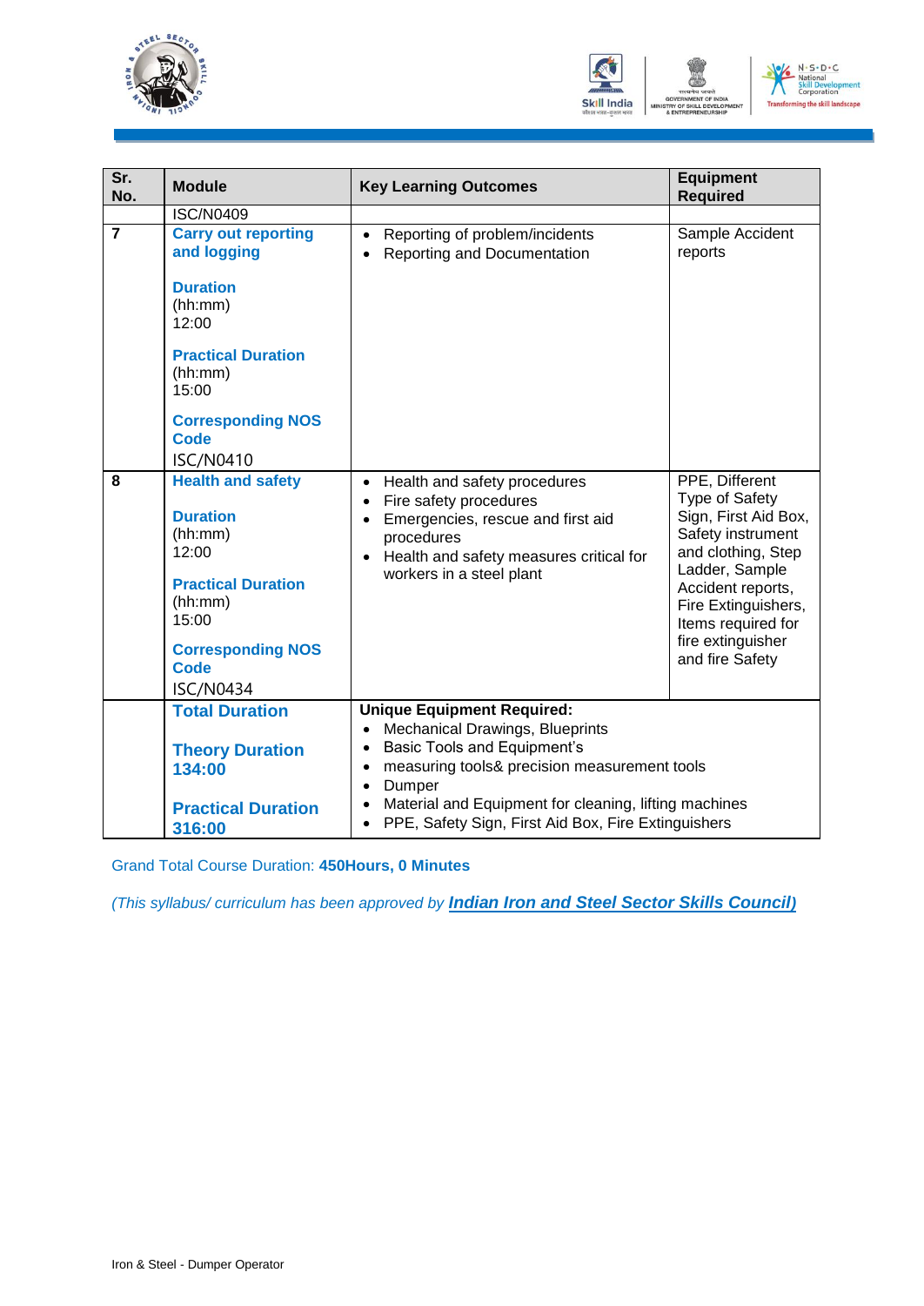| Sr. No. | Module | Key Learning Outcomes | Equipment Required |
|---|---|---|---|
| | ISC/N0409 | | |
| 7 | **Carry out reporting and logging**<br><br>**Duration** (hh:mm) 12:00<br><br>**Practical Duration** (hh:mm) 15:00<br><br>**Corresponding NOS Code** ISC/N0410 | • Reporting of problem/incidents<br>• Reporting and Documentation | Sample Accident reports |
| 8 | **Health and safety**<br><br>**Duration** (hh:mm) 12:00<br><br>**Practical Duration** (hh:mm) 15:00<br><br>**Corresponding NOS Code** ISC/N0434 | • Health and safety procedures<br>• Fire safety procedures<br>• Emergencies, rescue and first aid procedures<br>• Health and safety measures critical for workers in a steel plant | PPE, Different Type of Safety Sign, First Aid Box, Safety instrument and clothing, Step Ladder, Sample Accident reports, Fire Extinguishers, Items required for fire extinguisher and fire Safety |
| | **Total Duration**<br><br>**Theory Duration 134:00**<br><br>**Practical Duration 316:00** | **Unique Equipment Required:**<br>• Mechanical Drawings, Blueprints<br>• Basic Tools and Equipment's<br>• measuring tools& precision measurement tools<br>• Dumper<br>• Material and Equipment for cleaning, lifting machines<br>• PPE, Safety Sign, First Aid Box, Fire Extinguishers | |

Grand Total Course Duration: **450Hours, 0 Minutes**

*(This syllabus/ curriculum has been approved by* ***Indian Iron and Steel Sector Skills Council)***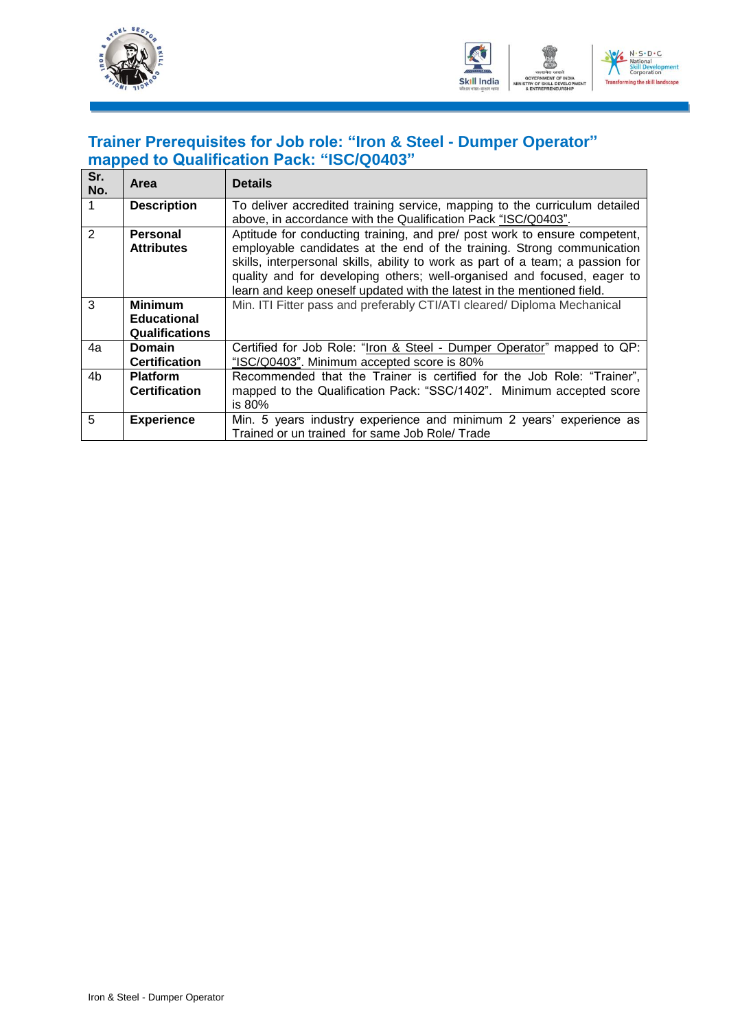## Trainer Prerequisites for Job role: "Iron & Steel - Dumper Operator" mapped to Qualification Pack: "ISC/Q0403"

| Sr. No. | Area | Details |
|---|---|---|
| 1 | **Description** | To deliver accredited training service, mapping to the curriculum detailed above, in accordance with the Qualification Pack "ISC/Q0403". |
| 2 | **Personal Attributes** | Aptitude for conducting training, and pre/ post work to ensure competent, employable candidates at the end of the training. Strong communication skills, interpersonal skills, ability to work as part of a team; a passion for quality and for developing others; well-organised and focused, eager to learn and keep oneself updated with the latest in the mentioned field. |
| 3 | **Minimum Educational Qualifications** | Min. ITI Fitter pass and preferably CTI/ATI cleared/ Diploma Mechanical |
| 4a | **Domain Certification** | Certified for Job Role: "Iron & Steel - Dumper Operator" mapped to QP: "ISC/Q0403". Minimum accepted score is 80% |
| 4b | **Platform Certification** | Recommended that the Trainer is certified for the Job Role: "Trainer", mapped to the Qualification Pack: "SSC/1402". Minimum accepted score is 80% |
| 5 | **Experience** | Min. 5 years industry experience and minimum 2 years' experience as Trained or un trained for same Job Role/ Trade |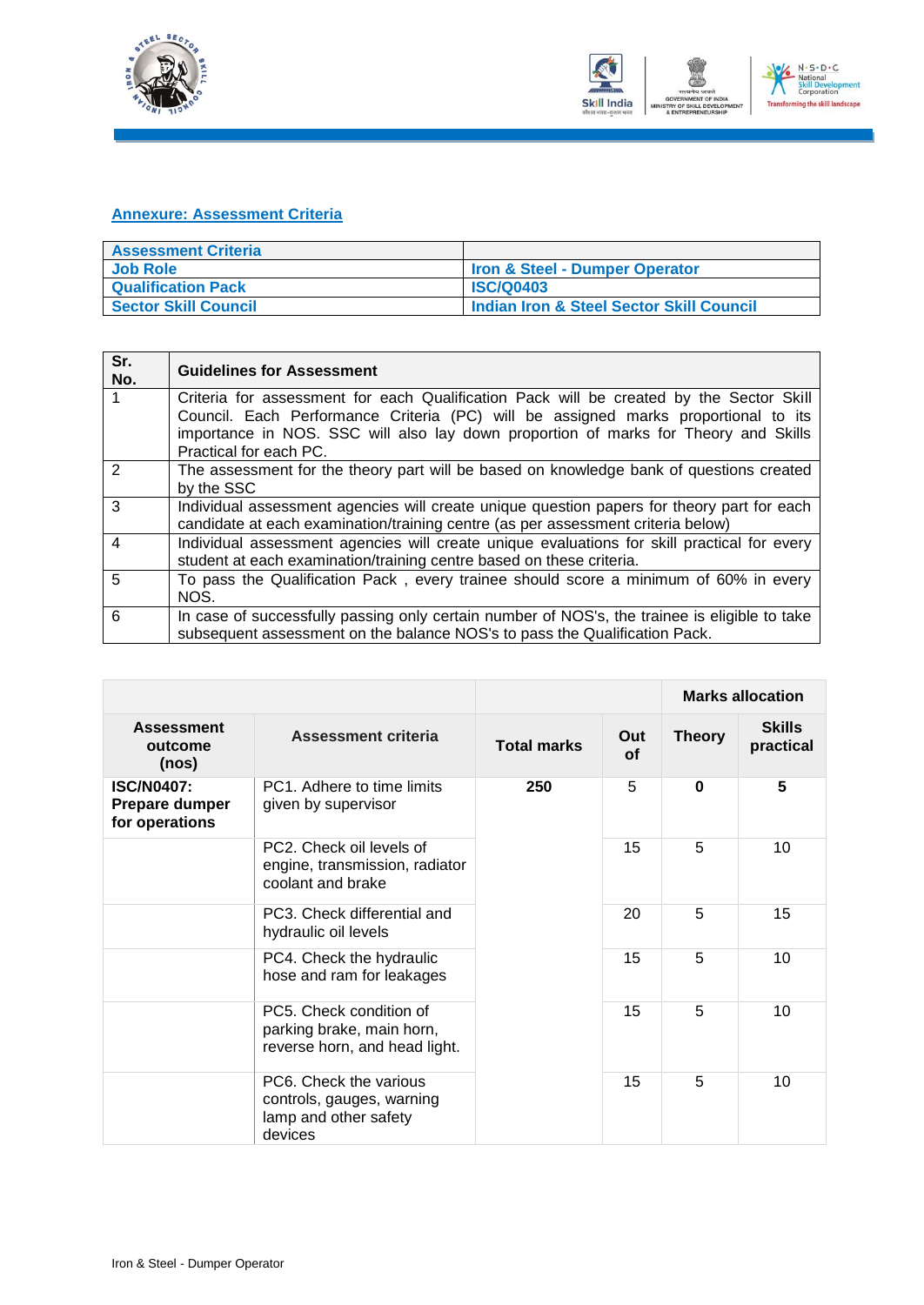## Annexure: Assessment Criteria

| Assessment Criteria | |
|---|---|
| Job Role | Iron & Steel - Dumper Operator |
| Qualification Pack | ISC/Q0403 |
| Sector Skill Council | Indian Iron & Steel Sector Skill Council |

| Sr. No. | Guidelines for Assessment |
|---|---|
| 1 | Criteria for assessment for each Qualification Pack will be created by the Sector Skill Council. Each Performance Criteria (PC) will be assigned marks proportional to its importance in NOS. SSC will also lay down proportion of marks for Theory and Skills Practical for each PC. |
| 2 | The assessment for the theory part will be based on knowledge bank of questions created by the SSC |
| 3 | Individual assessment agencies will create unique question papers for theory part for each candidate at each examination/training centre (as per assessment criteria below) |
| 4 | Individual assessment agencies will create unique evaluations for skill practical for every student at each examination/training centre based on these criteria. |
| 5 | To pass the Qualification Pack , every trainee should score a minimum of 60% in every NOS. |
| 6 | In case of successfully passing only certain number of NOS's, the trainee is eligible to take subsequent assessment on the balance NOS's to pass the Qualification Pack. |

| | | | | Marks allocation | |
|---|---|---|---|---|---|
| **Assessment outcome (nos)** | **Assessment criteria** | **Total marks** | **Out of** | **Theory** | **Skills practical** |
| **ISC/N0407: Prepare dumper for operations** | PC1. Adhere to time limits given by supervisor | **250** | 5 | **0** | **5** |
| | PC2. Check oil levels of engine, transmission, radiator coolant and brake | | 15 | 5 | 10 |
| | PC3. Check differential and hydraulic oil levels | | 20 | 5 | 15 |
| | PC4. Check the hydraulic hose and ram for leakages | | 15 | 5 | 10 |
| | PC5. Check condition of parking brake, main horn, reverse horn, and head light. | | 15 | 5 | 10 |
| | PC6. Check the various controls, gauges, warning lamp and other safety devices | | 15 | 5 | 10 |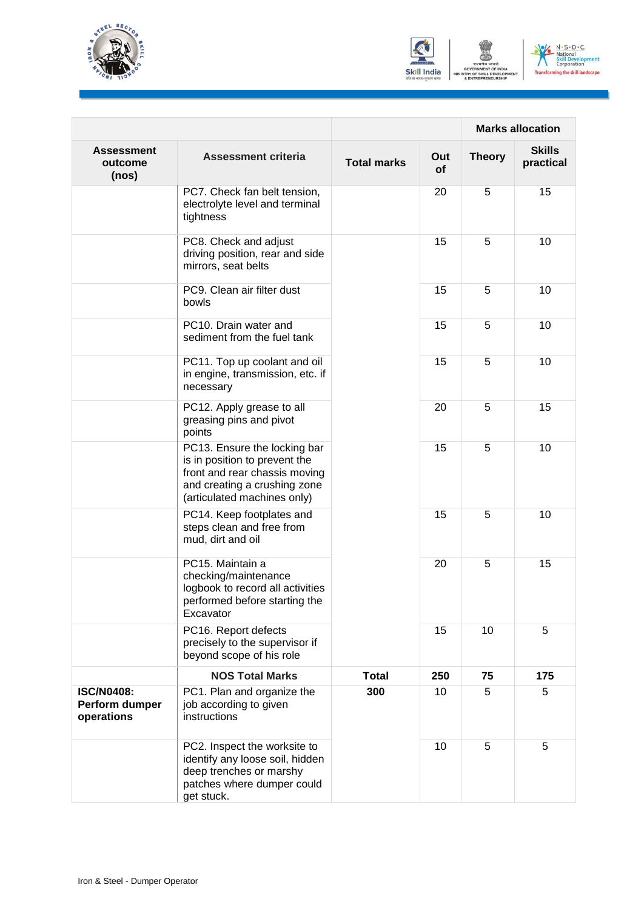| | | | | Marks allocation | |
|---|---|---|---|---|---|
| **Assessment outcome (nos)** | **Assessment criteria** | **Total marks** | **Out of** | **Theory** | **Skills practical** |
| | PC7. Check fan belt tension, electrolyte level and terminal tightness | | 20 | 5 | 15 |
| | PC8. Check and adjust driving position, rear and side mirrors, seat belts | | 15 | 5 | 10 |
| | PC9. Clean air filter dust bowls | | 15 | 5 | 10 |
| | PC10. Drain water and sediment from the fuel tank | | 15 | 5 | 10 |
| | PC11. Top up coolant and oil in engine, transmission, etc. if necessary | | 15 | 5 | 10 |
| | PC12. Apply grease to all greasing pins and pivot points | | 20 | 5 | 15 |
| | PC13. Ensure the locking bar is in position to prevent the front and rear chassis moving and creating a crushing zone (articulated machines only) | | 15 | 5 | 10 |
| | PC14. Keep footplates and steps clean and free from mud, dirt and oil | | 15 | 5 | 10 |
| | PC15. Maintain a checking/maintenance logbook to record all activities performed before starting the Excavator | | 20 | 5 | 15 |
| | PC16. Report defects precisely to the supervisor if beyond scope of his role | | 15 | 10 | 5 |
| | **NOS Total Marks** | **Total** | **250** | **75** | **175** |
| **ISC/N0408: Perform dumper operations** | PC1. Plan and organize the job according to given instructions | **300** | 10 | 5 | 5 |
| | PC2. Inspect the worksite to identify any loose soil, hidden deep trenches or marshy patches where dumper could get stuck. | | 10 | 5 | 5 |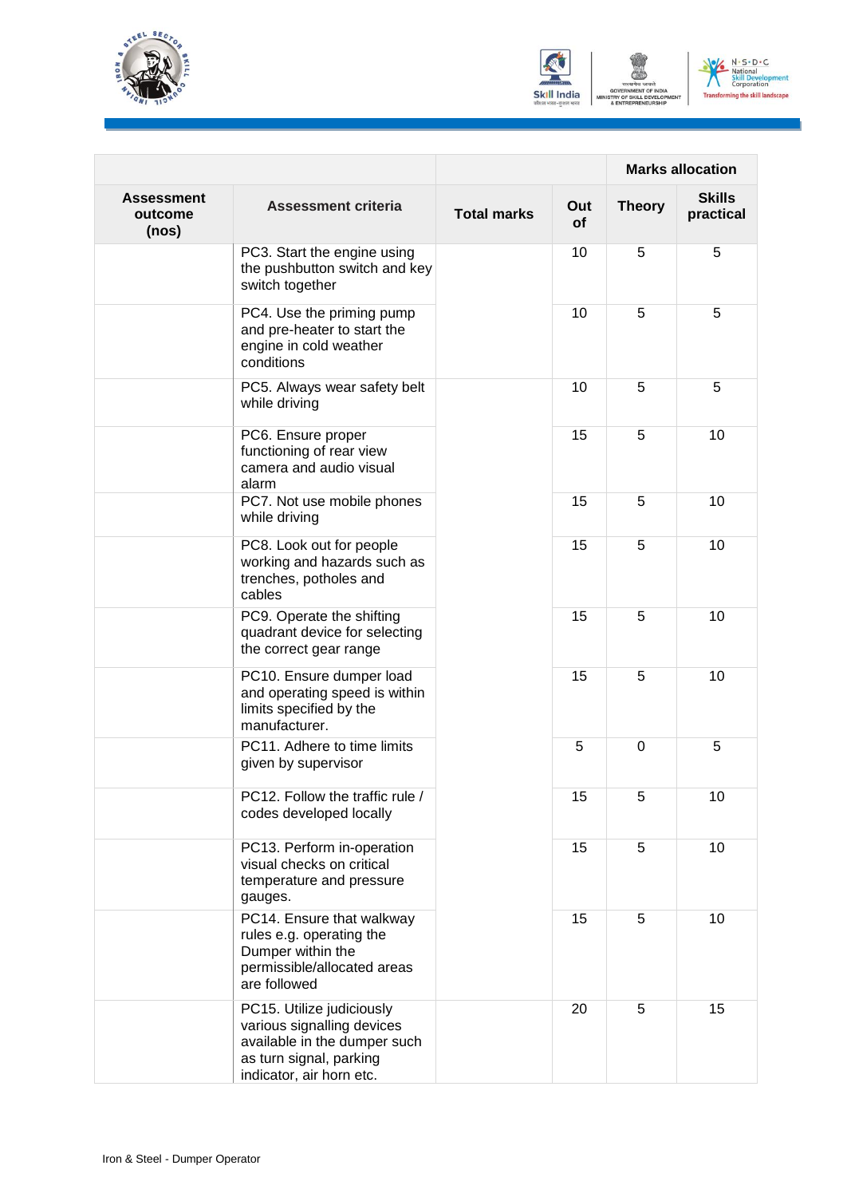| | | | | Marks allocation | |
|---|---|---|---|---|---|
| Assessment outcome (nos) | Assessment criteria | Total marks | Out of | Theory | Skills practical |
| | PC3. Start the engine using the pushbutton switch and key switch together | | 10 | 5 | 5 |
| | PC4. Use the priming pump and pre-heater to start the engine in cold weather conditions | | 10 | 5 | 5 |
| | PC5. Always wear safety belt while driving | | 10 | 5 | 5 |
| | PC6. Ensure proper functioning of rear view camera and audio visual alarm | | 15 | 5 | 10 |
| | PC7. Not use mobile phones while driving | | 15 | 5 | 10 |
| | PC8. Look out for people working and hazards such as trenches, potholes and cables | | 15 | 5 | 10 |
| | PC9. Operate the shifting quadrant device for selecting the correct gear range | | 15 | 5 | 10 |
| | PC10. Ensure dumper load and operating speed is within limits specified by the manufacturer. | | 15 | 5 | 10 |
| | PC11. Adhere to time limits given by supervisor | | 5 | 0 | 5 |
| | PC12. Follow the traffic rule / codes developed locally | | 15 | 5 | 10 |
| | PC13. Perform in-operation visual checks on critical temperature and pressure gauges. | | 15 | 5 | 10 |
| | PC14. Ensure that walkway rules e.g. operating the Dumper within the permissible/allocated areas are followed | | 15 | 5 | 10 |
| | PC15. Utilize judiciously various signalling devices available in the dumper such as turn signal, parking indicator, air horn etc. | | 20 | 5 | 15 |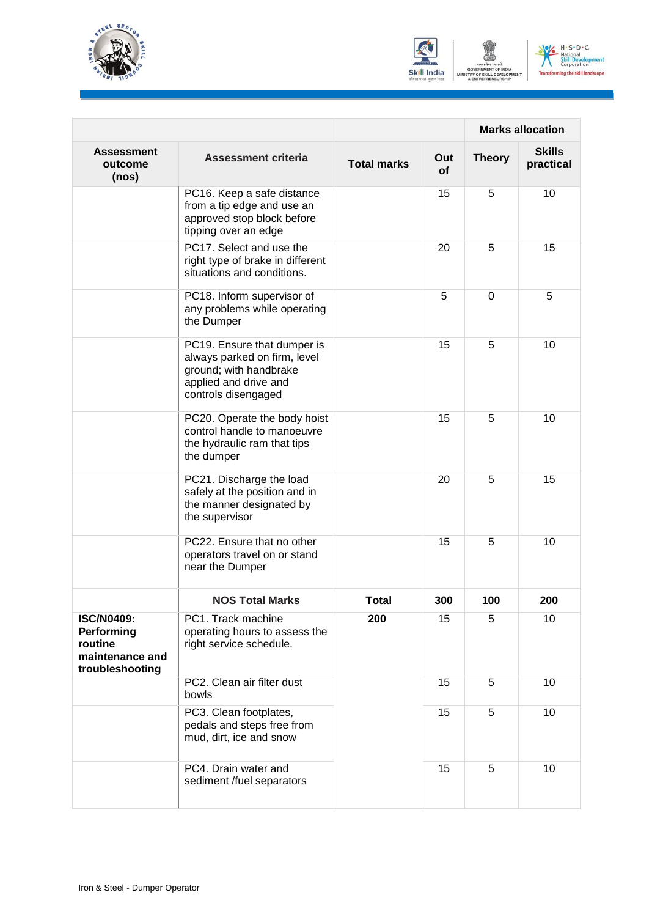| | | | Marks allocation | | |
|---|---|---|---|---|---|
| **Assessment outcome (nos)** | **Assessment criteria** | **Total marks** | **Out of** | **Theory** | **Skills practical** |
| | PC16. Keep a safe distance from a tip edge and use an approved stop block before tipping over an edge | | 15 | 5 | 10 |
| | PC17. Select and use the right type of brake in different situations and conditions. | | 20 | 5 | 15 |
| | PC18. Inform supervisor of any problems while operating the Dumper | | 5 | 0 | 5 |
| | PC19. Ensure that dumper is always parked on firm, level ground; with handbrake applied and drive and controls disengaged | | 15 | 5 | 10 |
| | PC20. Operate the body hoist control handle to manoeuvre the hydraulic ram that tips the dumper | | 15 | 5 | 10 |
| | PC21. Discharge the load safely at the position and in the manner designated by the supervisor | | 20 | 5 | 15 |
| | PC22. Ensure that no other operators travel on or stand near the Dumper | | 15 | 5 | 10 |
| | **NOS Total Marks** | **Total** | **300** | **100** | **200** |
| **ISC/N0409: Performing routine maintenance and troubleshooting** | PC1. Track machine operating hours to assess the right service schedule. | **200** | 15 | 5 | 10 |
| | PC2. Clean air filter dust bowls | | 15 | 5 | 10 |
| | PC3. Clean footplates, pedals and steps free from mud, dirt, ice and snow | | 15 | 5 | 10 |
| | PC4. Drain water and sediment /fuel separators | | 15 | 5 | 10 |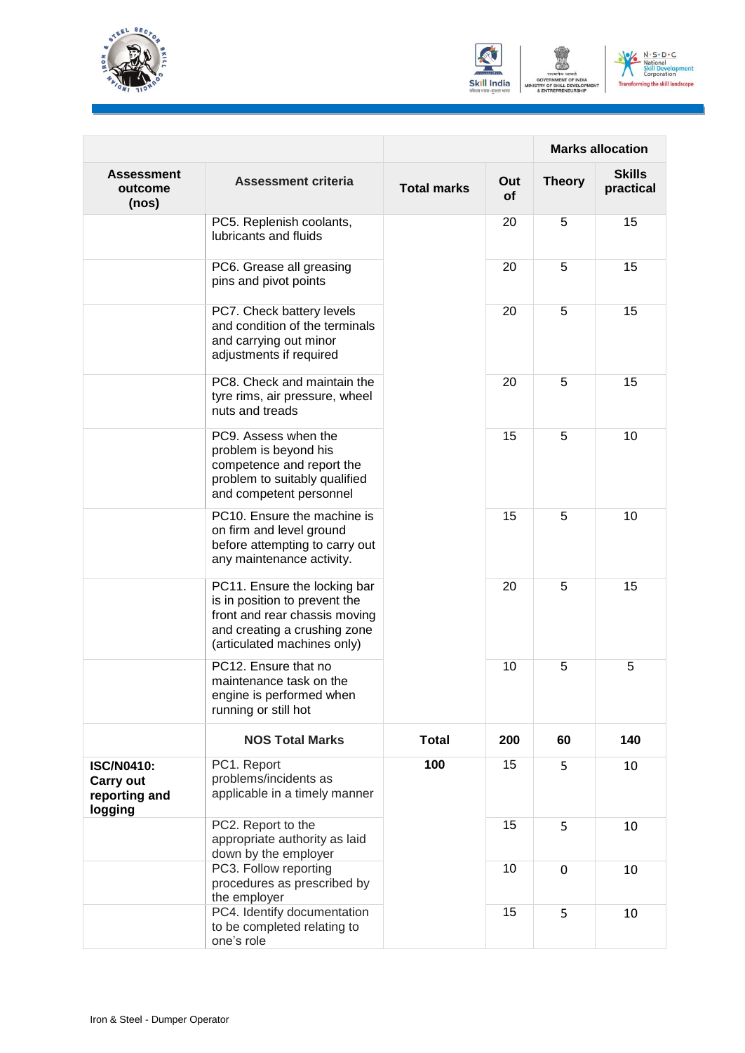| | | | | Marks allocation | |
|---|---|---|---|---|---|
| **Assessment outcome (nos)** | **Assessment criteria** | **Total marks** | **Out of** | **Theory** | **Skills practical** |
| | PC5. Replenish coolants, lubricants and fluids | | 20 | 5 | 15 |
| | PC6. Grease all greasing pins and pivot points | | 20 | 5 | 15 |
| | PC7. Check battery levels and condition of the terminals and carrying out minor adjustments if required | | 20 | 5 | 15 |
| | PC8. Check and maintain the tyre rims, air pressure, wheel nuts and treads | | 20 | 5 | 15 |
| | PC9. Assess when the problem is beyond his competence and report the problem to suitably qualified and competent personnel | | 15 | 5 | 10 |
| | PC10. Ensure the machine is on firm and level ground before attempting to carry out any maintenance activity. | | 15 | 5 | 10 |
| | PC11. Ensure the locking bar is in position to prevent the front and rear chassis moving and creating a crushing zone (articulated machines only) | | 20 | 5 | 15 |
| | PC12. Ensure that no maintenance task on the engine is performed when running or still hot | | 10 | 5 | 5 |
| | **NOS Total Marks** | **Total** | **200** | **60** | **140** |
| **ISC/N0410: Carry out reporting and logging** | PC1. Report problems/incidents as applicable in a timely manner | **100** | 15 | 5 | 10 |
| | PC2. Report to the appropriate authority as laid down by the employer | | 15 | 5 | 10 |
| | PC3. Follow reporting procedures as prescribed by the employer | | 10 | 0 | 10 |
| | PC4. Identify documentation to be completed relating to one's role | | 15 | 5 | 10 |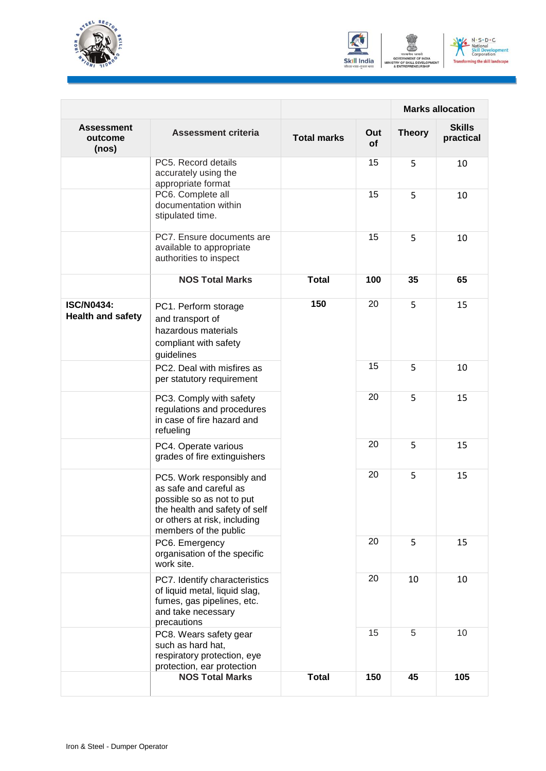| | | | | Marks allocation | |
|---|---|---|---|---|---|
| Assessment outcome (nos) | Assessment criteria | Total marks | Out of | Theory | Skills practical |
| | PC5. Record details accurately using the appropriate format | | 15 | 5 | 10 |
| | PC6. Complete all documentation within stipulated time. | | 15 | 5 | 10 |
| | PC7. Ensure documents are available to appropriate authorities to inspect | | 15 | 5 | 10 |
| | **NOS Total Marks** | **Total** | **100** | **35** | **65** |
| **ISC/N0434: Health and safety** | PC1. Perform storage and transport of hazardous materials compliant with safety guidelines | **150** | 20 | 5 | 15 |
| | PC2. Deal with misfires as per statutory requirement | | 15 | 5 | 10 |
| | PC3. Comply with safety regulations and procedures in case of fire hazard and refueling | | 20 | 5 | 15 |
| | PC4. Operate various grades of fire extinguishers | | 20 | 5 | 15 |
| | PC5. Work responsibly and as safe and careful as possible so as not to put the health and safety of self or others at risk, including members of the public | | 20 | 5 | 15 |
| | PC6. Emergency organisation of the specific work site. | | 20 | 5 | 15 |
| | PC7. Identify characteristics of liquid metal, liquid slag, fumes, gas pipelines, etc. and take necessary precautions | | 20 | 10 | 10 |
| | PC8. Wears safety gear such as hard hat, respiratory protection, eye protection, ear protection | | 15 | 5 | 10 |
| | **NOS Total Marks** | **Total** | **150** | **45** | **105** |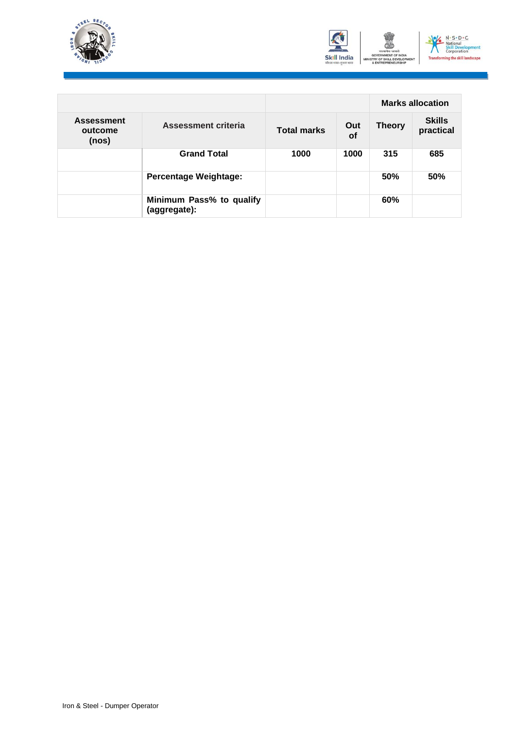| | | | | Marks allocation | |
|---|---|---|---|---|---|
| **Assessment outcome (nos)** | **Assessment criteria** | **Total marks** | **Out of** | **Theory** | **Skills practical** |
| | **Grand Total** | **1000** | **1000** | **315** | **685** |
| | **Percentage Weightage:** | | | **50%** | **50%** |
| | **Minimum Pass% to qualify (aggregate):** | | | **60%** | |